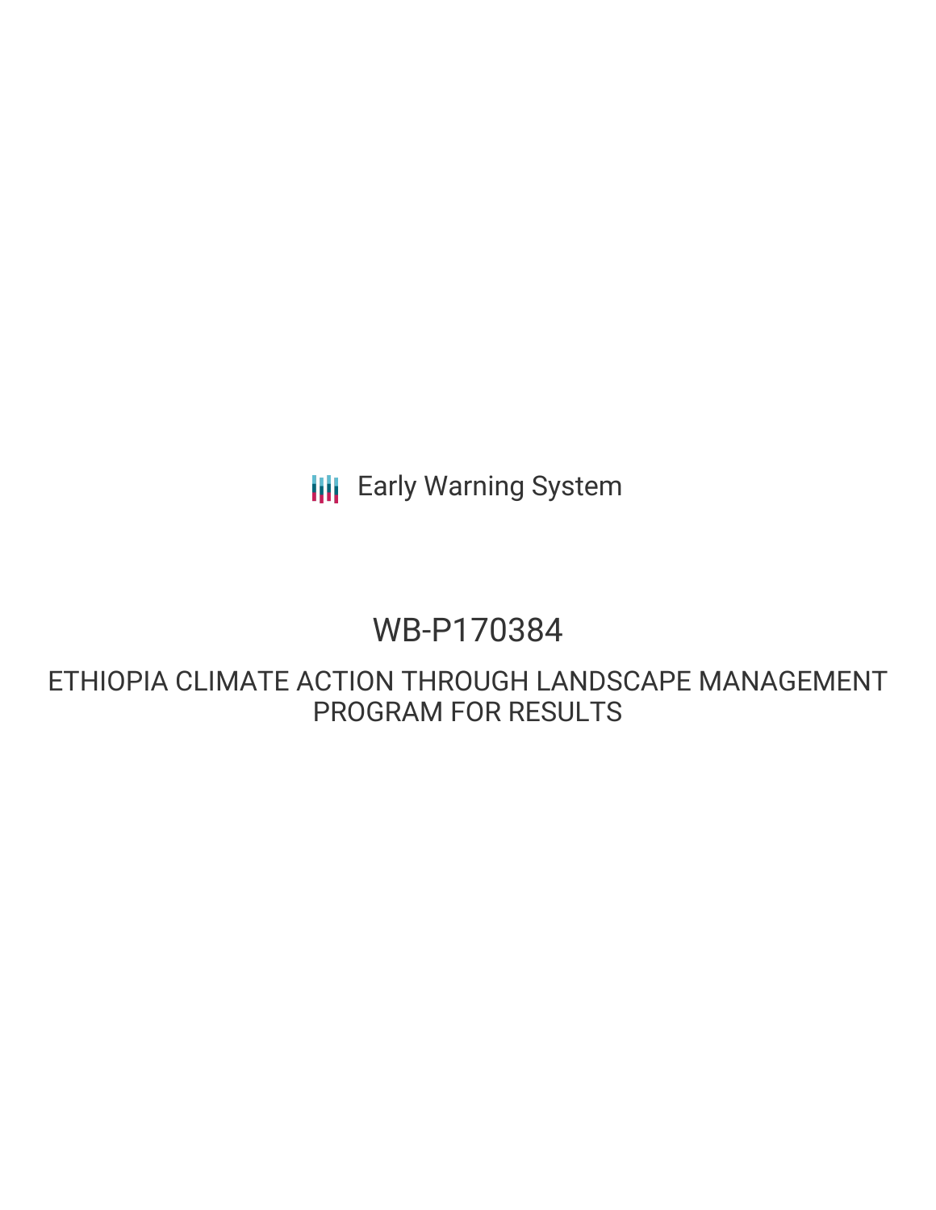Early Warning System

# WB-P170384

## ETHIOPIA CLIMATE ACTION THROUGH LANDSCAPE MANAGEMENT PROGRAM FOR RESULTS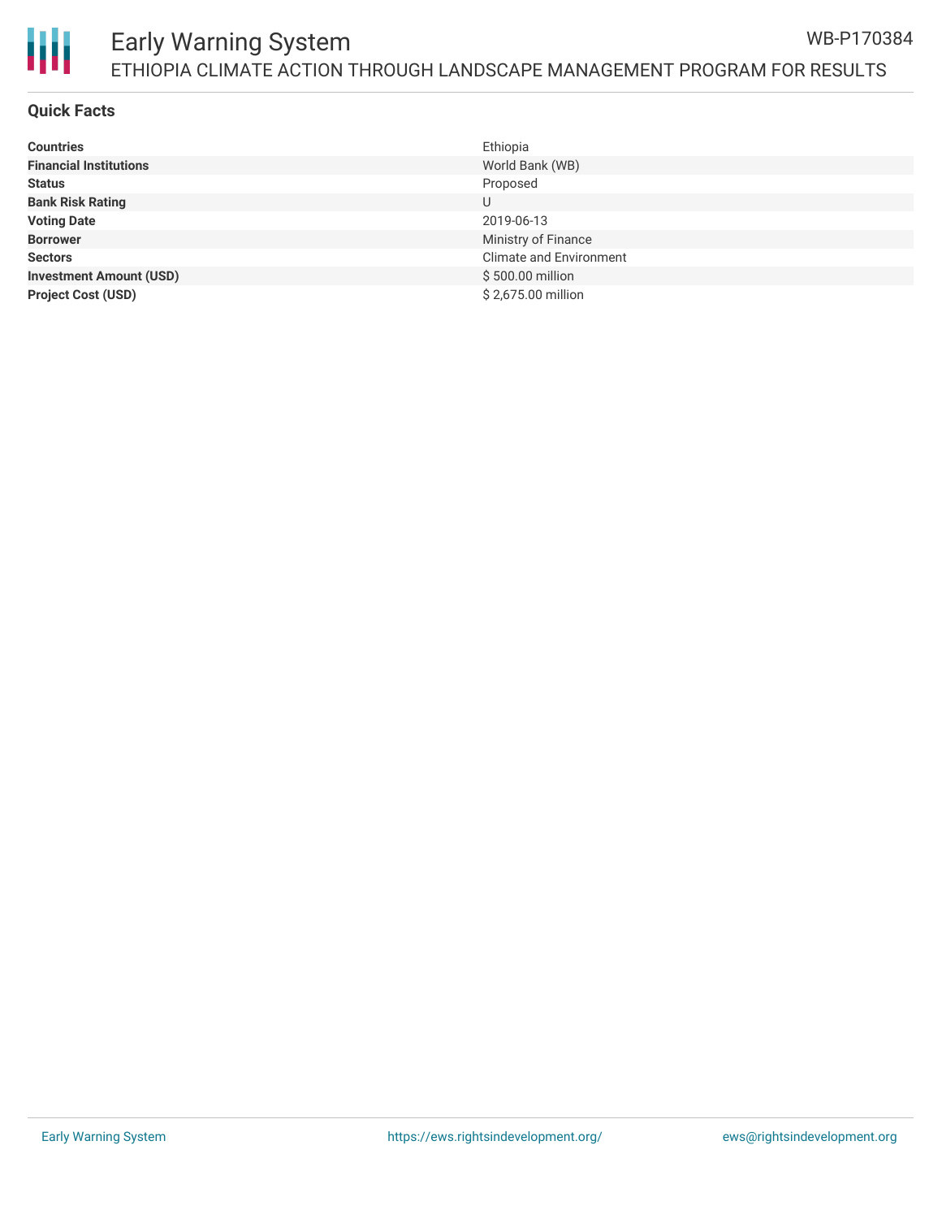## Quick Facts

| | |
|---|---|
| **Countries** | Ethiopia |
| **Financial Institutions** | World Bank (WB) |
| **Status** | Proposed |
| **Bank Risk Rating** | U |
| **Voting Date** | 2019-06-13 |
| **Borrower** | Ministry of Finance |
| **Sectors** | Climate and Environment |
| **Investment Amount (USD)** | $ 500.00 million |
| **Project Cost (USD)** | $ 2,675.00 million |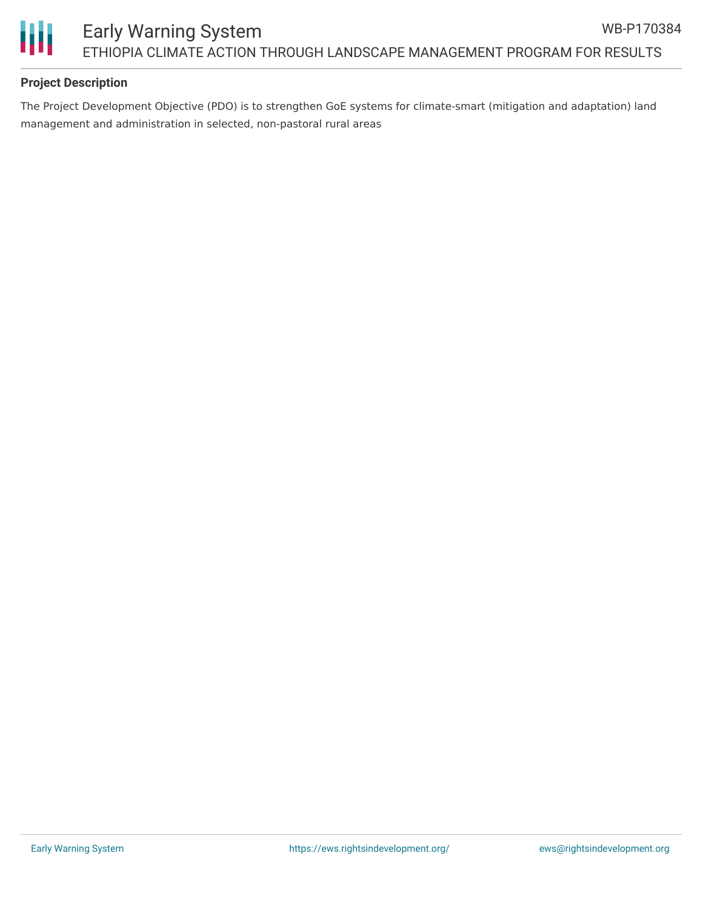**Project Description**

The Project Development Objective (PDO) is to strengthen GoE systems for climate-smart (mitigation and adaptation) land management and administration in selected, non-pastoral rural areas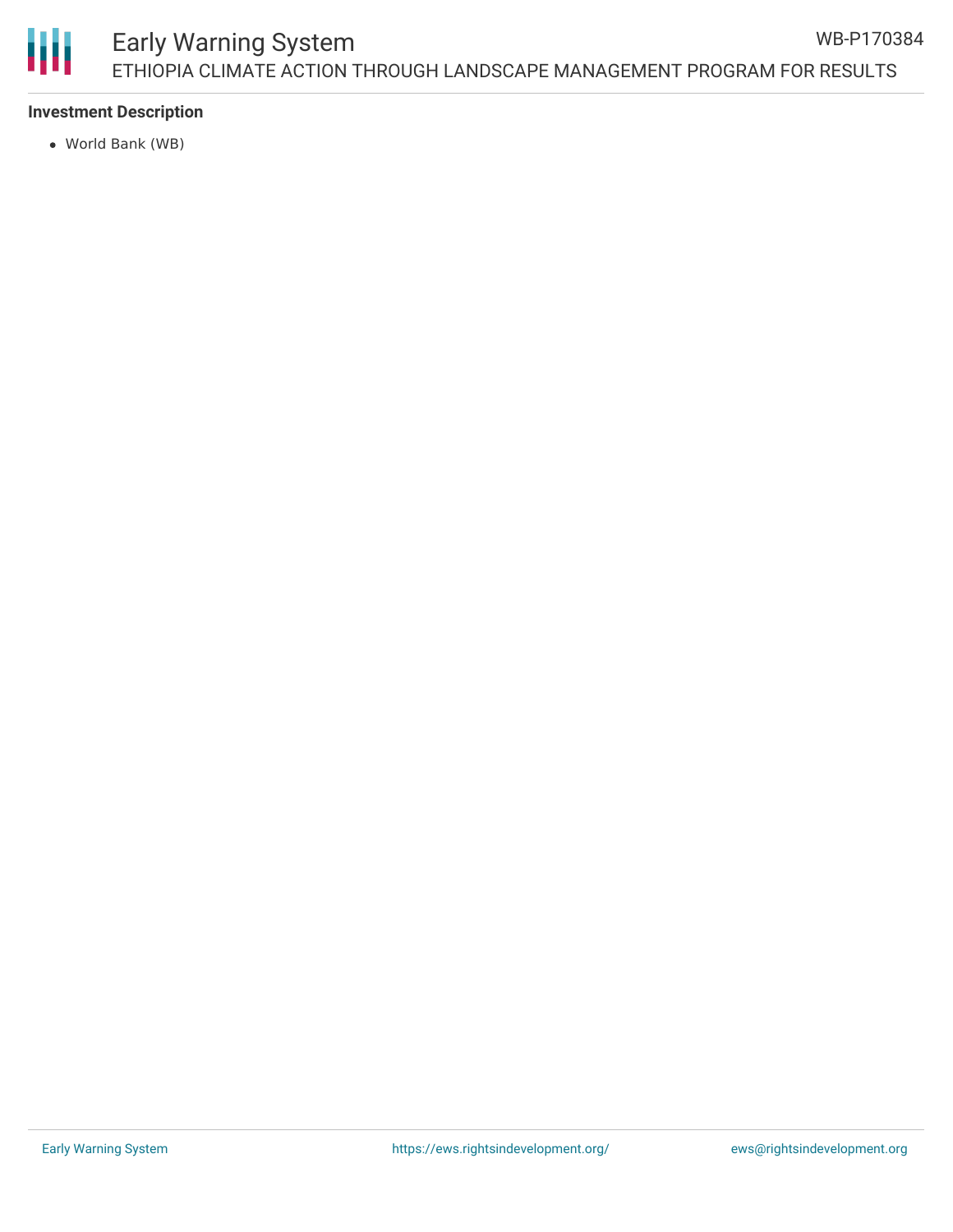**Investment Description**

- World Bank (WB)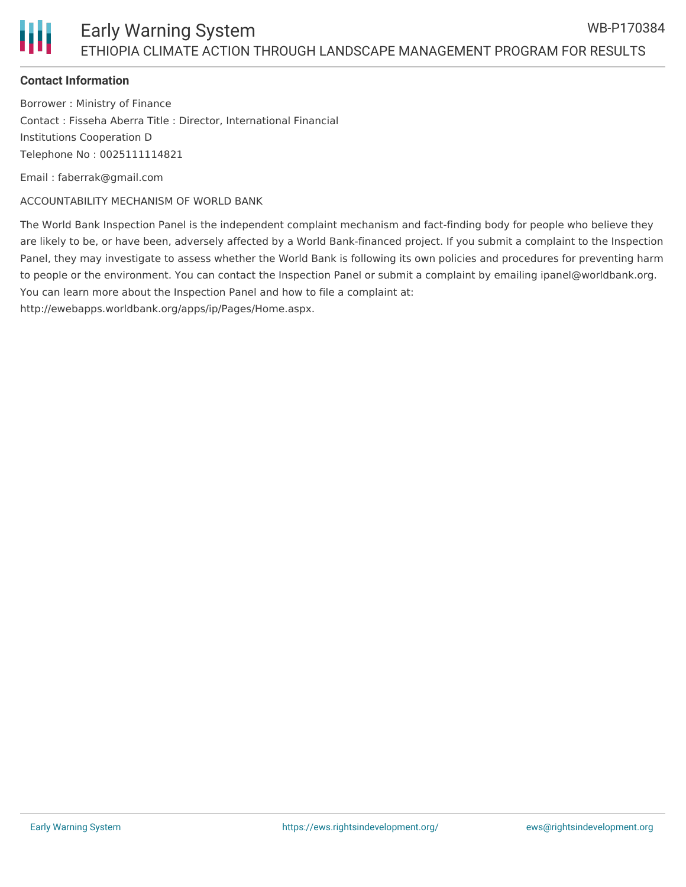**Contact Information**

Borrower : Ministry of Finance
Contact : Fisseha Aberra Title : Director, International Financial Institutions Cooperation D
Telephone No : 0025111114821

Email : faberrak@gmail.com

ACCOUNTABILITY MECHANISM OF WORLD BANK

The World Bank Inspection Panel is the independent complaint mechanism and fact-finding body for people who believe they are likely to be, or have been, adversely affected by a World Bank-financed project. If you submit a complaint to the Inspection Panel, they may investigate to assess whether the World Bank is following its own policies and procedures for preventing harm to people or the environment. You can contact the Inspection Panel or submit a complaint by emailing ipanel@worldbank.org. You can learn more about the Inspection Panel and how to file a complaint at: http://ewebapps.worldbank.org/apps/ip/Pages/Home.aspx.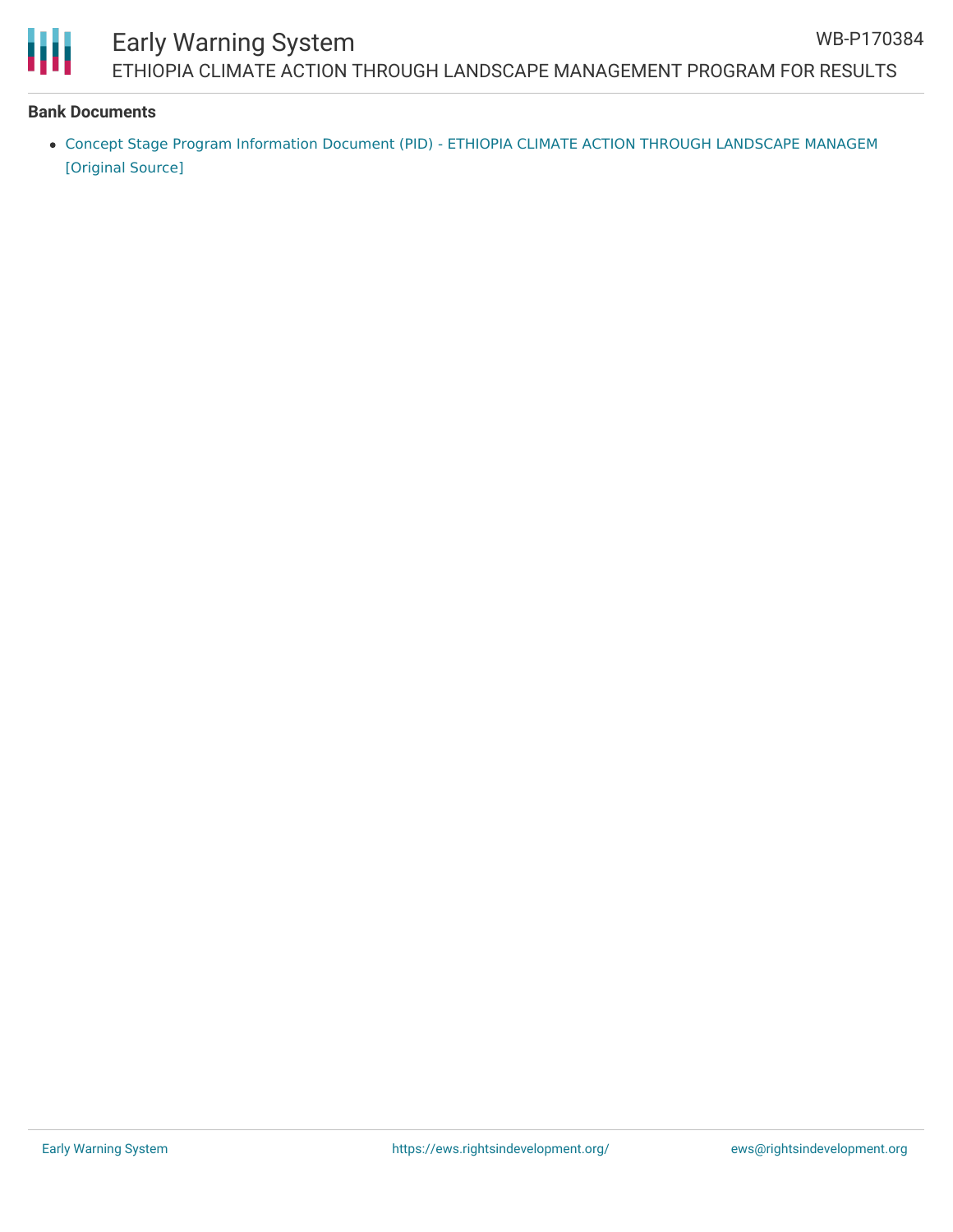**Bank Documents**

- Concept Stage Program Information Document (PID) - ETHIOPIA CLIMATE ACTION THROUGH LANDSCAPE MANAGEM [Original Source]